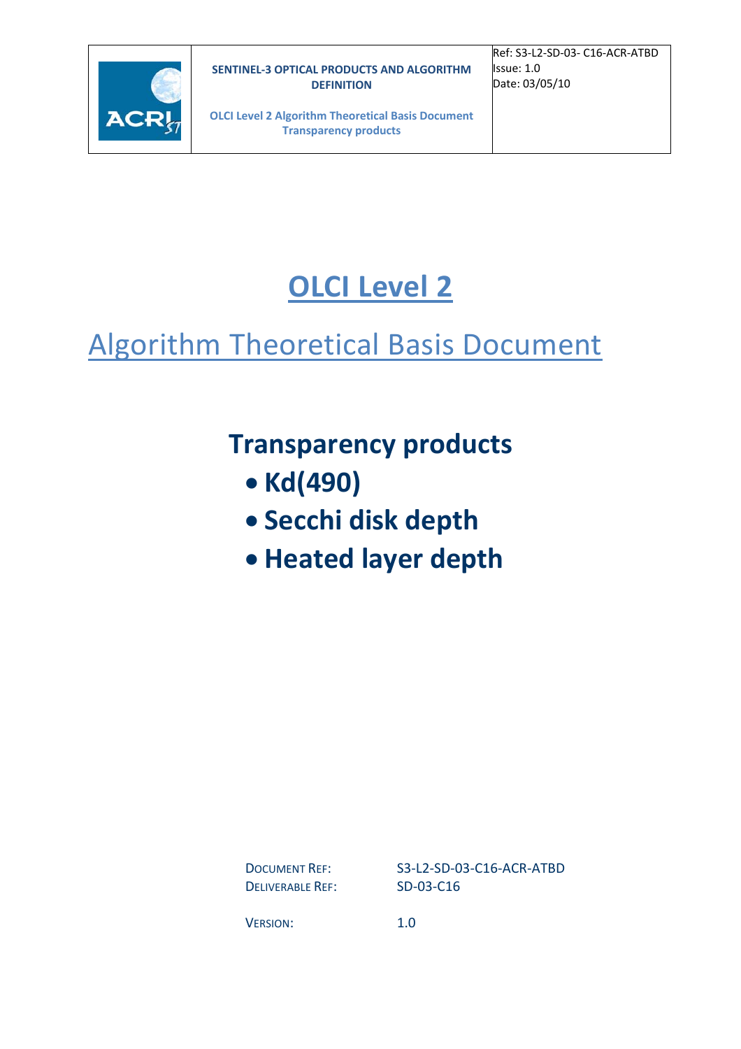# OLCI Level 2

## Algorithm Theoretical Basis Document

### Transparency products

- **Kd(490)**
- **Secchi disk depth**
- **Heated layer depth**

| | |
|---|---|
| DOCUMENT REF: | S3-L2-SD-03-C16-ACR-ATBD |
| DELIVERABLE REF: | SD-03-C16 |
| VERSION: | 1.0 |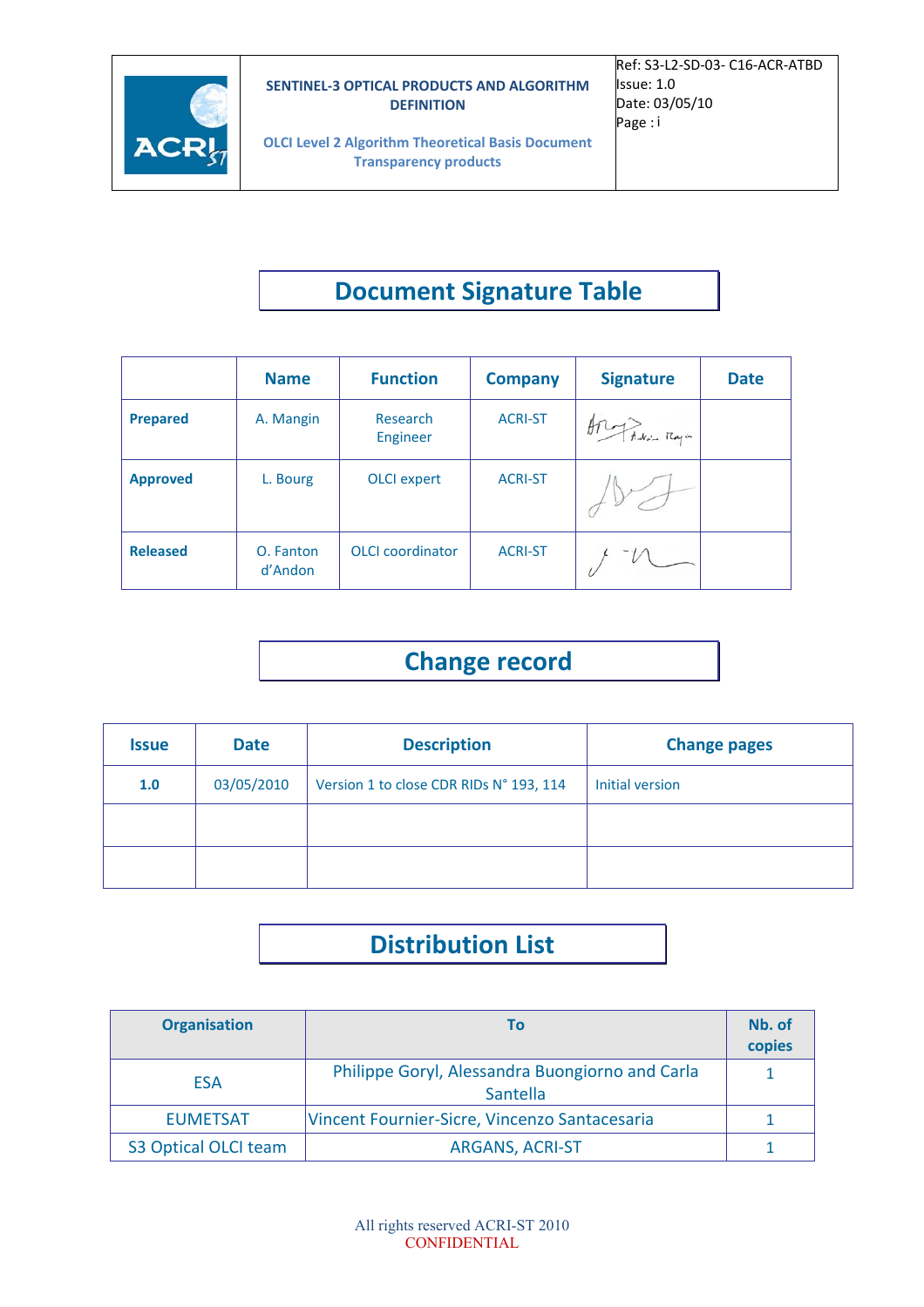# Document Signature Table

|  | Name | Function | Company | Signature | Date |
|---|---|---|---|---|---|
| **Prepared** | A. Mangin | Research Engineer | ACRI-ST |  |  |
| **Approved** | L. Bourg | OLCI expert | ACRI-ST |  |  |
| **Released** | O. Fanton d'Andon | OLCI coordinator | ACRI-ST |  |  |

# Change record

| Issue | Date | Description | Change pages |
|---|---|---|---|
| **1.0** | 03/05/2010 | Version 1 to close CDR RIDs N° 193, 114 | Initial version |
|  |  |  |  |
|  |  |  |  |

# Distribution List

| Organisation | To | Nb. of copies |
|---|---|---|
| ESA | Philippe Goryl, Alessandra Buongiorno and Carla Santella | 1 |
| EUMETSAT | Vincent Fournier-Sicre, Vincenzo Santacesaria | 1 |
| S3 Optical OLCI team | ARGANS, ACRI-ST | 1 |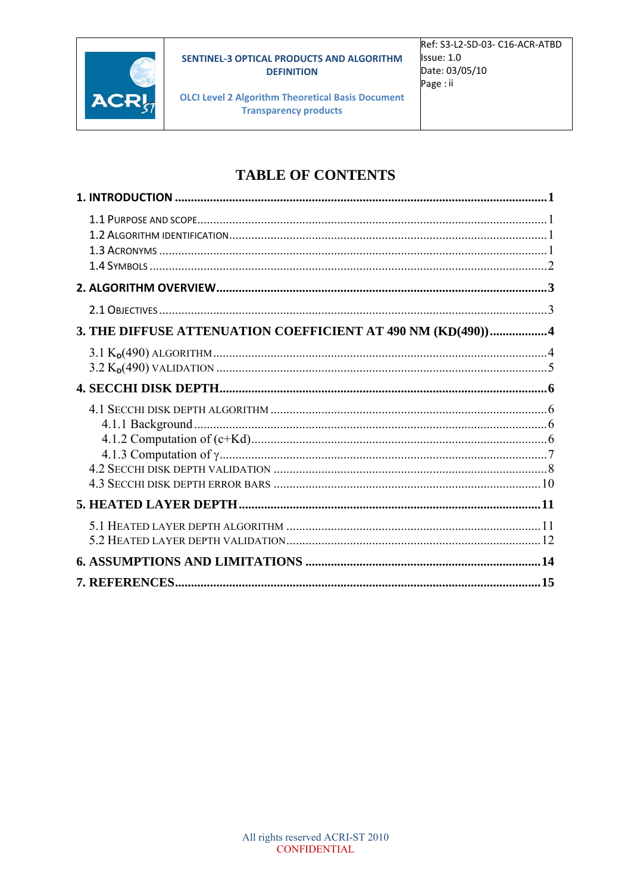# TABLE OF CONTENTS

**1. INTRODUCTION .......... 1**

- 1.1 PURPOSE AND SCOPE .......... 1
- 1.2 ALGORITHM IDENTIFICATION .......... 1
- 1.3 ACRONYMS .......... 1
- 1.4 SYMBOLS .......... 2

**2. ALGORITHM OVERVIEW .......... 3**

- 2.1 OBJECTIVES .......... 3

**3. THE DIFFUSE ATTENUATION COEFFICIENT AT 490 NM (KD(490)) .......... 4**

- 3.1 $K_D$(490) ALGORITHM .......... 4
- 3.2 $K_D$(490) VALIDATION .......... 5

**4. SECCHI DISK DEPTH .......... 6**

- 4.1 SECCHI DISK DEPTH ALGORITHM .......... 6
  - 4.1.1 Background .......... 6
  - 4.1.2 Computation of (c+Kd) .......... 6
  - 4.1.3 Computation of $\gamma$ .......... 7
- 4.2 SECCHI DISK DEPTH VALIDATION .......... 8
- 4.3 SECCHI DISK DEPTH ERROR BARS .......... 10

**5. HEATED LAYER DEPTH .......... 11**

- 5.1 HEATED LAYER DEPTH ALGORITHM .......... 11
- 5.2 HEATED LAYER DEPTH VALIDATION .......... 12

**6. ASSUMPTIONS AND LIMITATIONS .......... 14**

**7. REFERENCES .......... 15**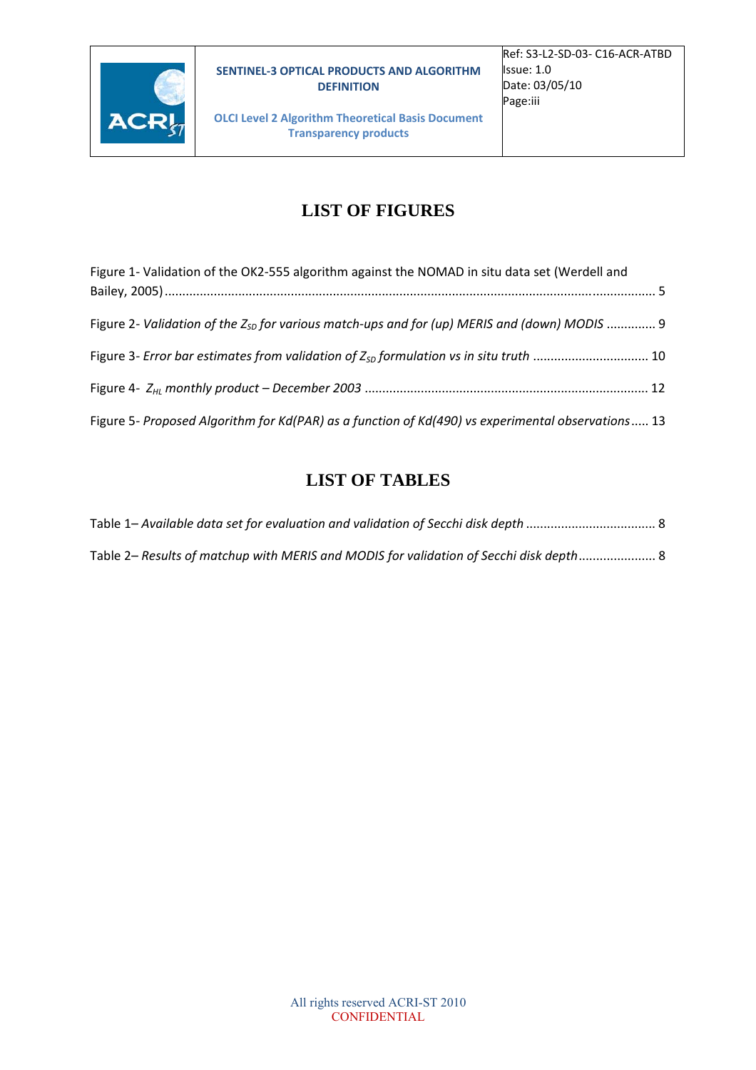# LIST OF FIGURES

Figure 1- Validation of the OK2-555 algorithm against the NOMAD in situ data set (Werdell and Bailey, 2005) ..... 5

Figure 2- *Validation of the $Z_{SD}$ for various match-ups and for (up) MERIS and (down) MODIS* ..... 9

Figure 3- *Error bar estimates from validation of $Z_{SD}$ formulation vs in situ truth* ..... 10

Figure 4- *$Z_{HL}$ monthly product – December 2003* ..... 12

Figure 5- *Proposed Algorithm for Kd(PAR) as a function of Kd(490) vs experimental observations* ..... 13

# LIST OF TABLES

Table 1– *Available data set for evaluation and validation of Secchi disk depth* ..... 8

Table 2– *Results of matchup with MERIS and MODIS for validation of Secchi disk depth* ..... 8

All rights reserved ACRI-ST 2010
CONFIDENTIAL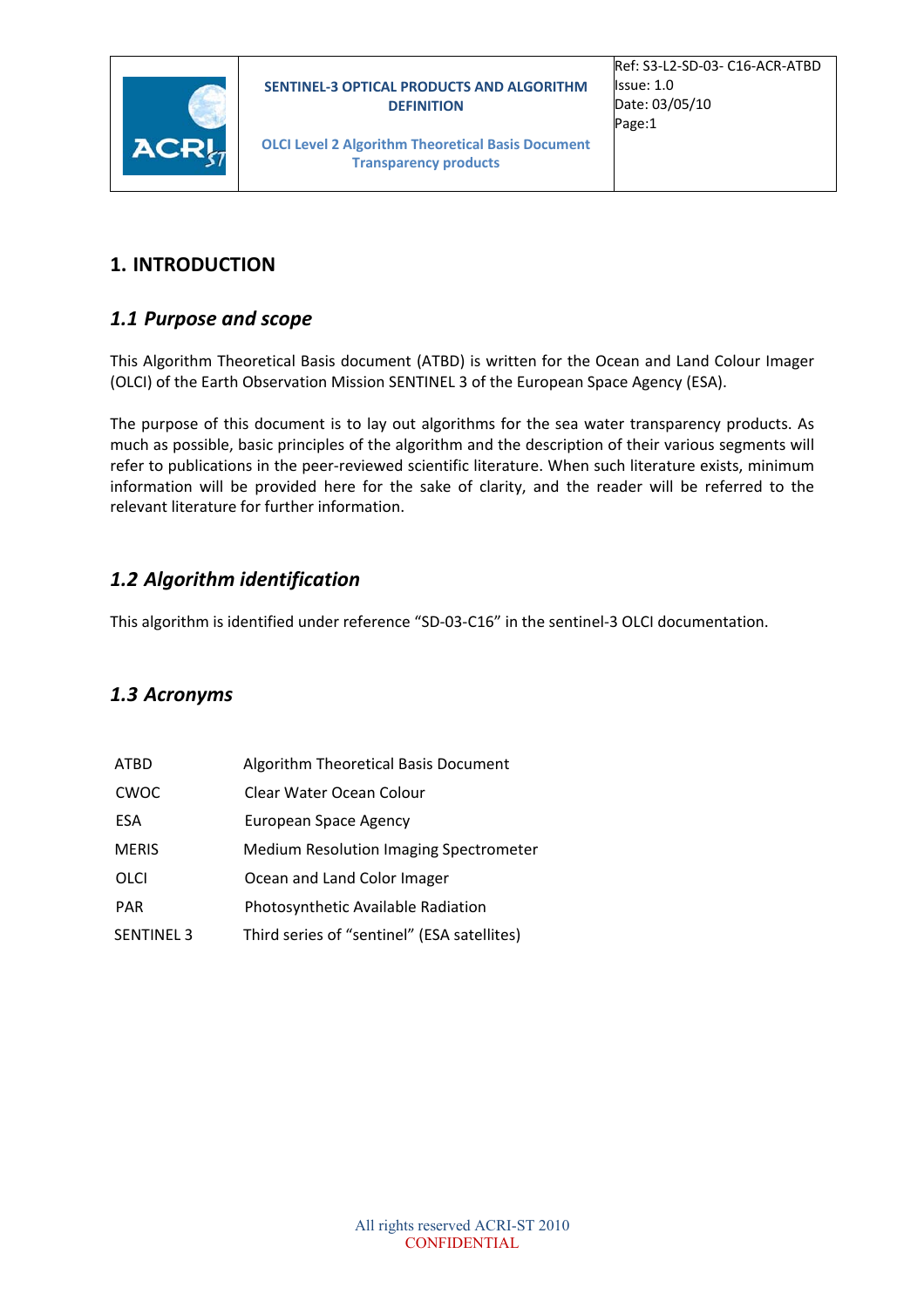# 1. INTRODUCTION

## 1.1 Purpose and scope

This Algorithm Theoretical Basis document (ATBD) is written for the Ocean and Land Colour Imager (OLCI) of the Earth Observation Mission SENTINEL 3 of the European Space Agency (ESA).

The purpose of this document is to lay out algorithms for the sea water transparency products. As much as possible, basic principles of the algorithm and the description of their various segments will refer to publications in the peer-reviewed scientific literature. When such literature exists, minimum information will be provided here for the sake of clarity, and the reader will be referred to the relevant literature for further information.

## 1.2 Algorithm identification

This algorithm is identified under reference "SD-03-C16" in the sentinel-3 OLCI documentation.

## 1.3 Acronyms

| | |
|---|---|
| ATBD | Algorithm Theoretical Basis Document |
| CWOC | Clear Water Ocean Colour |
| ESA | European Space Agency |
| MERIS | Medium Resolution Imaging Spectrometer |
| OLCI | Ocean and Land Color Imager |
| PAR | Photosynthetic Available Radiation |
| SENTINEL 3 | Third series of "sentinel" (ESA satellites) |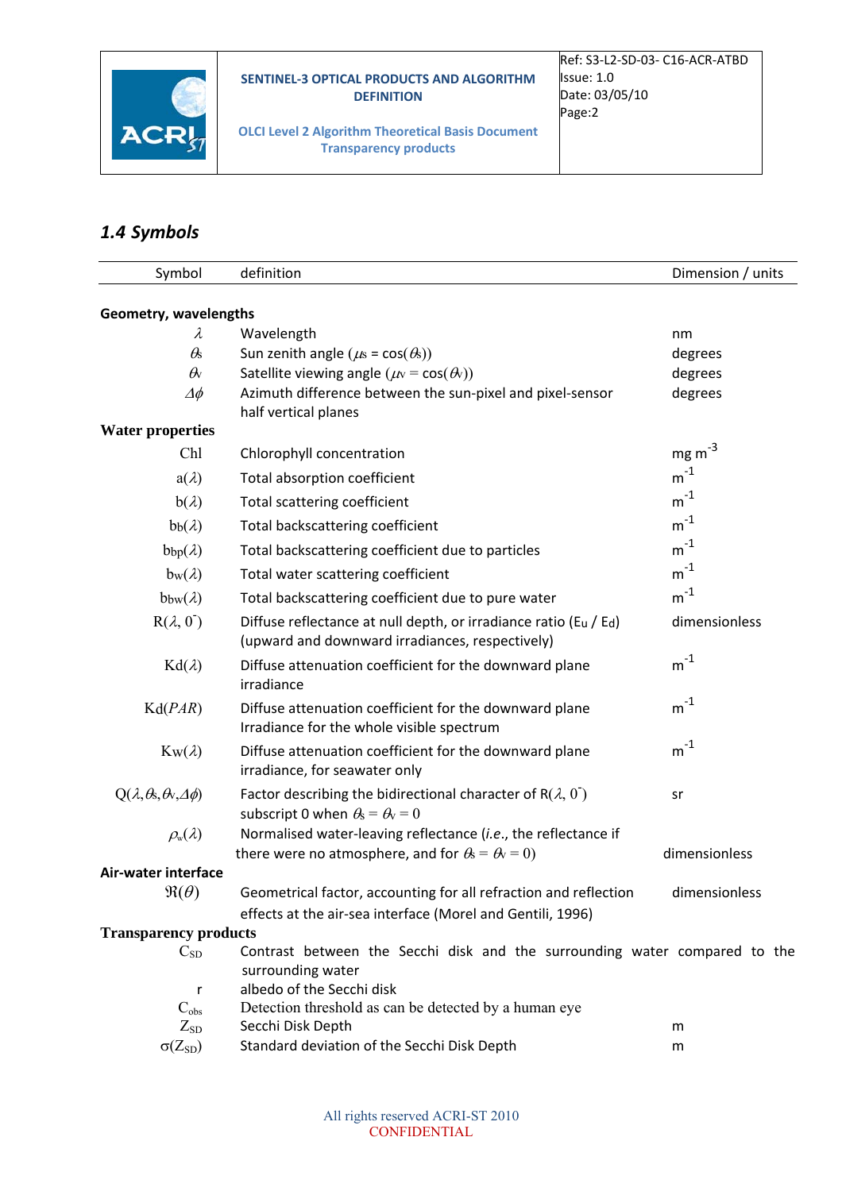## 1.4 Symbols

| Symbol | definition | Dimension / units |
|---|---|---|
| **Geometry, wavelengths** | | |
| $\lambda$ | Wavelength | nm |
| $\theta_s$ | Sun zenith angle ($\mu_s$ = cos($\theta_s$)) | degrees |
| $\theta_v$ | Satellite viewing angle ($\mu_v$ = cos($\theta_v$)) | degrees |
| $\Delta\phi$ | Azimuth difference between the sun-pixel and pixel-sensor half vertical planes | degrees |
| **Water properties** | | |
| Chl | Chlorophyll concentration | mg m$^{-3}$ |
| $a(\lambda)$ | Total absorption coefficient | m$^{-1}$ |
| $b(\lambda)$ | Total scattering coefficient | m$^{-1}$ |
| $b_b(\lambda)$ | Total backscattering coefficient | m$^{-1}$ |
| $b_{bp}(\lambda)$ | Total backscattering coefficient due to particles | m$^{-1}$ |
| $b_w(\lambda)$ | Total water scattering coefficient | m$^{-1}$ |
| $b_{bw}(\lambda)$ | Total backscattering coefficient due to pure water | m$^{-1}$ |
| $R(\lambda, 0^-)$ | Diffuse reflectance at null depth, or irradiance ratio ($E_u$ / $E_d$) (upward and downward irradiances, respectively) | dimensionless |
| $Kd(\lambda)$ | Diffuse attenuation coefficient for the downward plane irradiance | m$^{-1}$ |
| $Kd(PAR)$ | Diffuse attenuation coefficient for the downward plane Irradiance for the whole visible spectrum | m$^{-1}$ |
| $Kw(\lambda)$ | Diffuse attenuation coefficient for the downward plane irradiance, for seawater only | m$^{-1}$ |
| $Q(\lambda,\theta_s,\theta_v,\Delta\phi)$ | Factor describing the bidirectional character of $R(\lambda, 0^-)$ subscript 0 when $\theta_s = \theta_v = 0$ | sr |
| $\rho_w(\lambda)$ | Normalised water-leaving reflectance (*i.e.*, the reflectance if there were no atmosphere, and for $\theta_s = \theta_v = 0$) | dimensionless |
| **Air-water interface** | | |
| $\Re(\theta)$ | Geometrical factor, accounting for all refraction and reflection effects at the air-sea interface (Morel and Gentili, 1996) | dimensionless |
| **Transparency products** | | |
| $C_{SD}$ | Contrast between the Secchi disk and the surrounding water compared to the surrounding water | |
| r | albedo of the Secchi disk | |
| $C_{obs}$ | Detection threshold as can be detected by a human eye | |
| $Z_{SD}$ | Secchi Disk Depth | m |
| $\sigma(Z_{SD})$ | Standard deviation of the Secchi Disk Depth | m |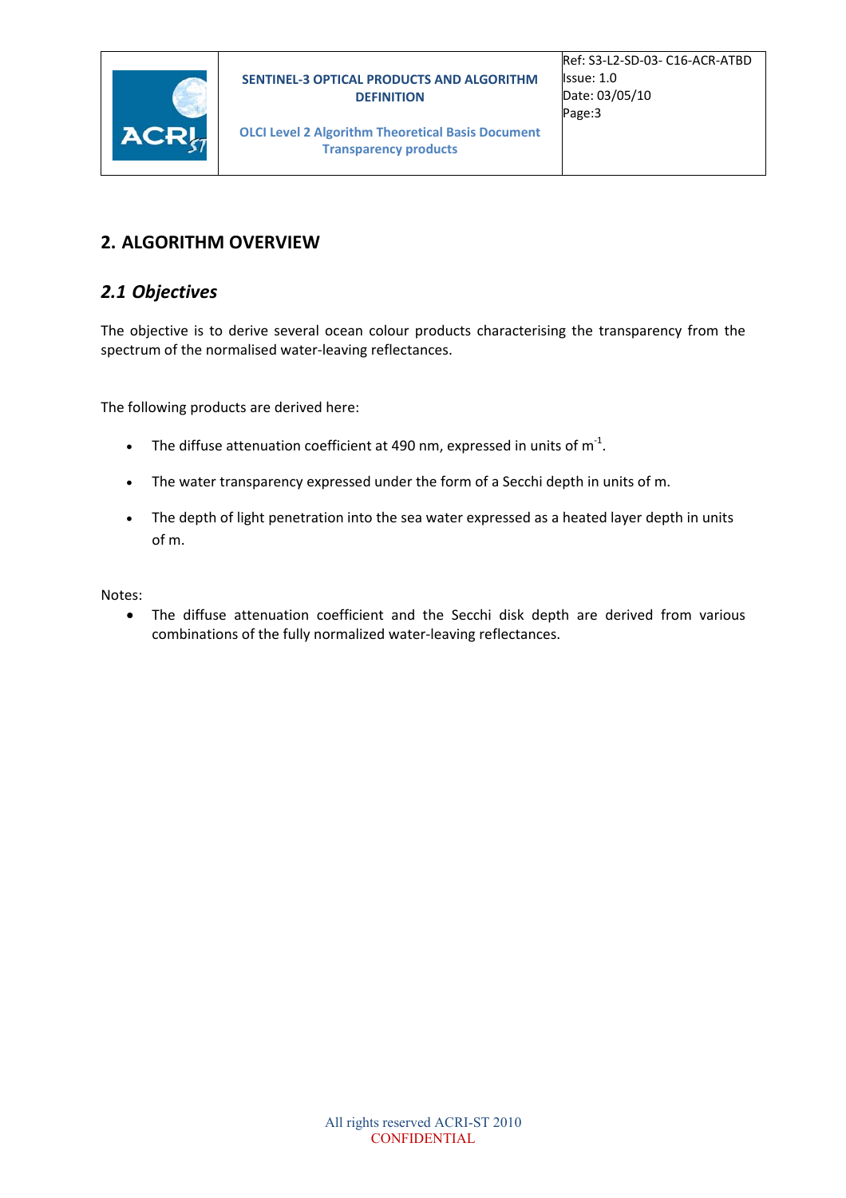## 2. ALGORITHM OVERVIEW

### *2.1 Objectives*

The objective is to derive several ocean colour products characterising the transparency from the spectrum of the normalised water-leaving reflectances.

The following products are derived here:

- The diffuse attenuation coefficient at 490 nm, expressed in units of $m^{-1}$.
- The water transparency expressed under the form of a Secchi depth in units of m.
- The depth of light penetration into the sea water expressed as a heated layer depth in units of m.

Notes:

- The diffuse attenuation coefficient and the Secchi disk depth are derived from various combinations of the fully normalized water-leaving reflectances.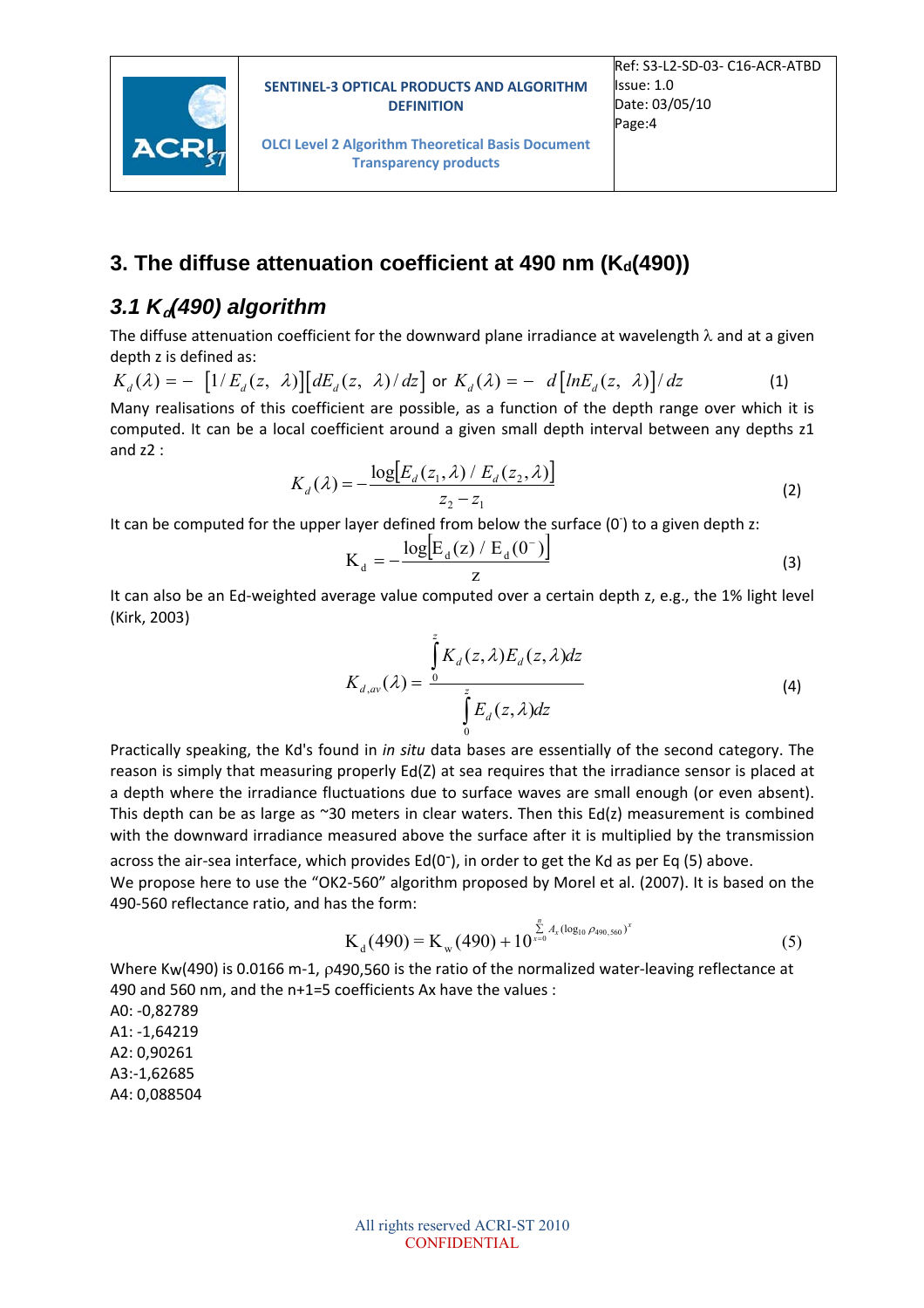## 3. The diffuse attenuation coefficient at 490 nm ($K_d(490)$)

### 3.1 $K_d(490)$ algorithm

The diffuse attenuation coefficient for the downward plane irradiance at wavelength $\lambda$ and at a given depth z is defined as:

$$K_d(\lambda) = -\left[1/E_d(z,\ \lambda)\right]\left[dE_d(z,\ \lambda)/dz\right] \text{ or } K_d(\lambda) = -\ d\left[lnE_d(z,\ \lambda)\right]/dz \qquad (1)$$

Many realisations of this coefficient are possible, as a function of the depth range over which it is computed. It can be a local coefficient around a given small depth interval between any depths z1 and z2 :

$$K_d(\lambda) = -\frac{\log\left[E_d(z_1,\lambda)\ /\ E_d(z_2,\lambda)\right]}{z_2 - z_1} \qquad (2)$$

It can be computed for the upper layer defined from below the surface ($0^-$) to a given depth z:

$$K_d = -\frac{\log\left[E_d(z)\ /\ E_d(0^-)\right]}{z} \qquad (3)$$

It can also be an Ed-weighted average value computed over a certain depth z, e.g., the 1% light level (Kirk, 2003)

$$K_{d,av}(\lambda) = \frac{\int_0^z K_d(z,\lambda)E_d(z,\lambda)dz}{\int_0^z E_d(z,\lambda)dz} \qquad (4)$$

Practically speaking, the Kd's found in *in situ* data bases are essentially of the second category. The reason is simply that measuring properly Ed(Z) at sea requires that the irradiance sensor is placed at a depth where the irradiance fluctuations due to surface waves are small enough (or even absent). This depth can be as large as ~30 meters in clear waters. Then this Ed(z) measurement is combined with the downward irradiance measured above the surface after it is multiplied by the transmission across the air-sea interface, which provides Ed($0^-$), in order to get the Kd as per Eq (5) above.

We propose here to use the "OK2-560" algorithm proposed by Morel et al. (2007). It is based on the 490-560 reflectance ratio, and has the form:

$$K_d(490) = K_w(490) + 10^{\sum_{x=0}^{n} A_x (\log_{10} \rho_{490,560})^x} \qquad (5)$$

Where Kw(490) is 0.0166 m-1, $\rho_{490,560}$ is the ratio of the normalized water-leaving reflectance at 490 and 560 nm, and the n+1=5 coefficients Ax have the values :

A0: -0,82789  
A1: -1,64219  
A2: 0,90261  
A3:-1,62685  
A4: 0,088504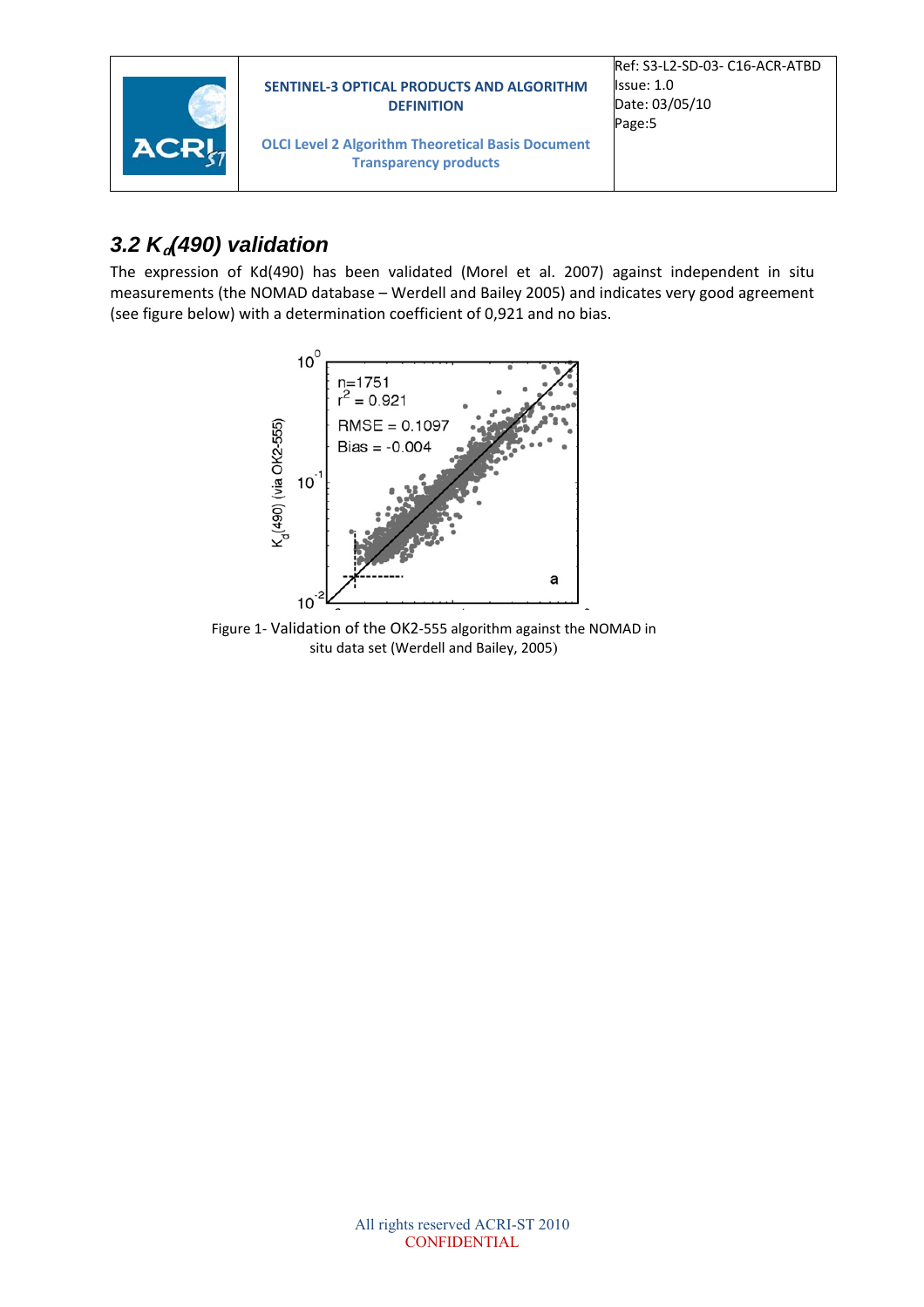## 3.2 $K_d$(490) validation

The expression of Kd(490) has been validated (Morel et al. 2007) against independent in situ measurements (the NOMAD database – Werdell and Bailey 2005) and indicates very good agreement (see figure below) with a determination coefficient of 0,921 and no bias.

Figure 1- Validation of the OK2-555 algorithm against the NOMAD in situ data set (Werdell and Bailey, 2005)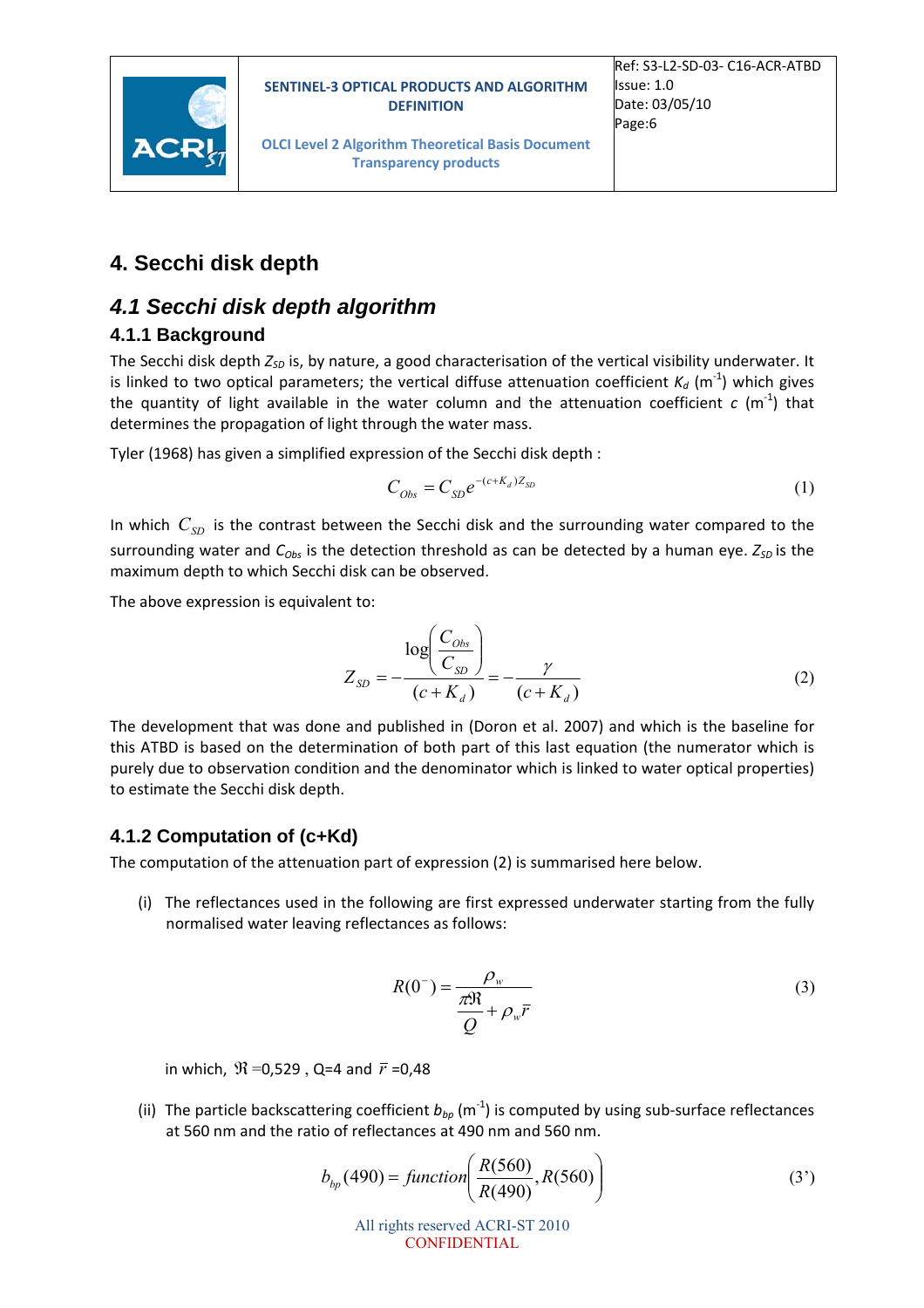# 4. Secchi disk depth

## 4.1 Secchi disk depth algorithm

### 4.1.1 Background

The Secchi disk depth $Z_{SD}$ is, by nature, a good characterisation of the vertical visibility underwater. It is linked to two optical parameters; the vertical diffuse attenuation coefficient $K_d$ ($m^{-1}$) which gives the quantity of light available in the water column and the attenuation coefficient $c$ ($m^{-1}$) that determines the propagation of light through the water mass.

Tyler (1968) has given a simplified expression of the Secchi disk depth :

$$C_{Obs} = C_{SD} e^{-(c+K_d)Z_{SD}} \tag{1}$$

In which $C_{SD}$ is the contrast between the Secchi disk and the surrounding water compared to the surrounding water and $C_{Obs}$ is the detection threshold as can be detected by a human eye. $Z_{SD}$ is the maximum depth to which Secchi disk can be observed.

The above expression is equivalent to:

$$Z_{SD} = -\frac{\log\left(\dfrac{C_{Obs}}{C_{SD}}\right)}{(c+K_d)} = -\frac{\gamma}{(c+K_d)} \tag{2}$$

The development that was done and published in (Doron et al. 2007) and which is the baseline for this ATBD is based on the determination of both part of this last equation (the numerator which is purely due to observation condition and the denominator which is linked to water optical properties) to estimate the Secchi disk depth.

### 4.1.2 Computation of (c+Kd)

The computation of the attenuation part of expression (2) is summarised here below.

(i) The reflectances used in the following are first expressed underwater starting from the fully normalised water leaving reflectances as follows:

$$R(0^-) = \frac{\rho_w}{\dfrac{\pi\Re}{Q} + \rho_w \bar{r}} \tag{3}$$

in which, $\Re$ =0,529 , Q=4 and $\bar{r}$ =0,48

(ii) The particle backscattering coefficient $b_{bp}$ ($m^{-1}$) is computed by using sub-surface reflectances at 560 nm and the ratio of reflectances at 490 nm and 560 nm.

$$b_{bp}(490) = function\left(\frac{R(560)}{R(490)}, R(560)\right) \tag{3'}$$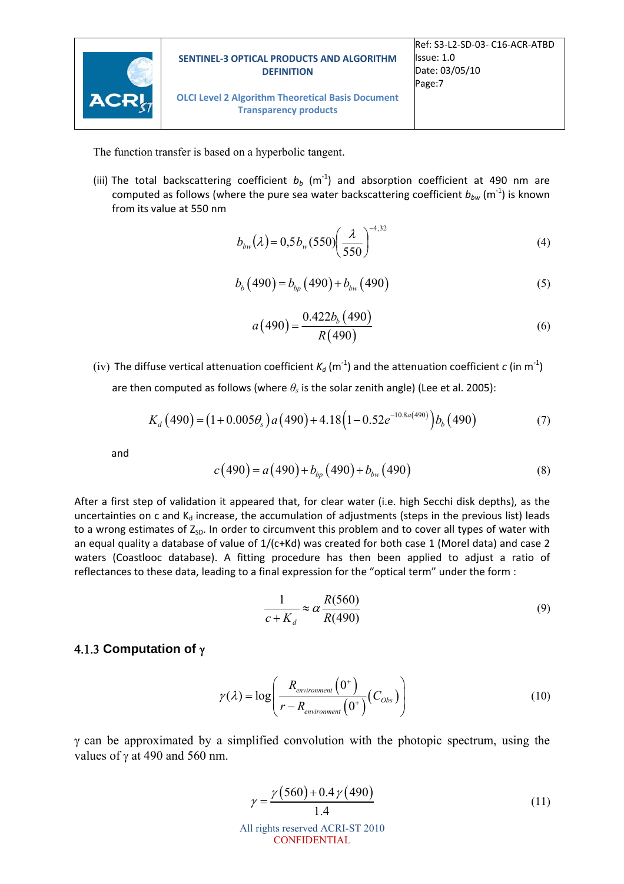The function transfer is based on a hyperbolic tangent.

(iii) The total backscattering coefficient $b_b$ ($m^{-1}$) and absorption coefficient at 490 nm are computed as follows (where the pure sea water backscattering coefficient $b_{bw}$ ($m^{-1}$) is known from its value at 550 nm

$$b_{bw}(\lambda) = 0{,}5 b_w(550)\left(\frac{\lambda}{550}\right)^{-4{,}32} \tag{4}$$

$$b_b(490) = b_{bp}(490) + b_{bw}(490) \tag{5}$$

$$a(490) = \frac{0.422 b_b(490)}{R(490)} \tag{6}$$

(iv) The diffuse vertical attenuation coefficient $K_d$ ($m^{-1}$) and the attenuation coefficient $c$ (in $m^{-1}$) are then computed as follows (where $\theta_s$ is the solar zenith angle) (Lee et al. 2005):

$$K_d(490) = (1 + 0.005\theta_s)\, a(490) + 4.18\left(1 - 0.52 e^{-10.8 a(490)}\right) b_b(490) \tag{7}$$

and

$$c(490) = a(490) + b_{bp}(490) + b_{bw}(490) \tag{8}$$

After a first step of validation it appeared that, for clear water (i.e. high Secchi disk depths), as the uncertainties on c and $K_d$ increase, the accumulation of adjustments (steps in the previous list) leads to a wrong estimates of $Z_{SD}$. In order to circumvent this problem and to cover all types of water with an equal quality a database of value of 1/(c+Kd) was created for both case 1 (Morel data) and case 2 waters (Coastlooc database). A fitting procedure has then been applied to adjust a ratio of reflectances to these data, leading to a final expression for the "optical term" under the form :

$$\frac{1}{c + K_d} \approx \alpha \frac{R(560)}{R(490)} \tag{9}$$

### 4.1.3 Computation of γ

$$\gamma(\lambda) = \log\left(\frac{R_{environment}(0^+)}{r - R_{environment}(0^+)}(C_{Obs})\right) \tag{10}$$

γ can be approximated by a simplified convolution with the photopic spectrum, using the values of γ at 490 and 560 nm.

$$\gamma = \frac{\gamma(560) + 0.4\,\gamma(490)}{1.4} \tag{11}$$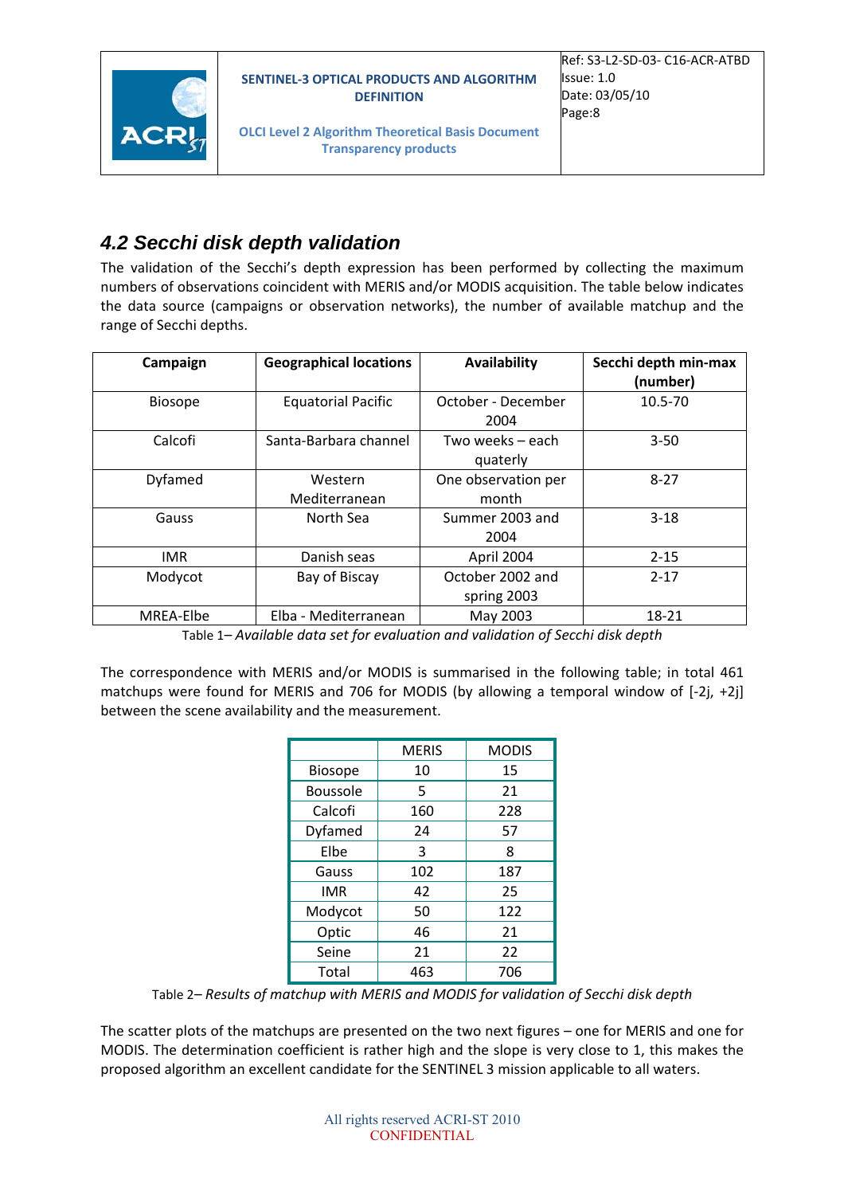## 4.2 Secchi disk depth validation

The validation of the Secchi's depth expression has been performed by collecting the maximum numbers of observations coincident with MERIS and/or MODIS acquisition. The table below indicates the data source (campaigns or observation networks), the number of available matchup and the range of Secchi depths.

| Campaign | Geographical locations | Availability | Secchi depth min-max (number) |
|---|---|---|---|
| Biosope | Equatorial Pacific | October - December 2004 | 10.5-70 |
| Calcofi | Santa-Barbara channel | Two weeks – each quaterly | 3-50 |
| Dyfamed | Western Mediterranean | One observation per month | 8-27 |
| Gauss | North Sea | Summer 2003 and 2004 | 3-18 |
| IMR | Danish seas | April 2004 | 2-15 |
| Modycot | Bay of Biscay | October 2002 and spring 2003 | 2-17 |
| MREA-Elbe | Elba - Mediterranean | May 2003 | 18-21 |

Table 1– *Available data set for evaluation and validation of Secchi disk depth*

The correspondence with MERIS and/or MODIS is summarised in the following table; in total 461 matchups were found for MERIS and 706 for MODIS (by allowing a temporal window of [-2j, +2j] between the scene availability and the measurement.

| | MERIS | MODIS |
|---|---|---|
| Biosope | 10 | 15 |
| Boussole | 5 | 21 |
| Calcofi | 160 | 228 |
| Dyfamed | 24 | 57 |
| Elbe | 3 | 8 |
| Gauss | 102 | 187 |
| IMR | 42 | 25 |
| Modycot | 50 | 122 |
| Optic | 46 | 21 |
| Seine | 21 | 22 |
| Total | 463 | 706 |

Table 2– *Results of matchup with MERIS and MODIS for validation of Secchi disk depth*

The scatter plots of the matchups are presented on the two next figures – one for MERIS and one for MODIS. The determination coefficient is rather high and the slope is very close to 1, this makes the proposed algorithm an excellent candidate for the SENTINEL 3 mission applicable to all waters.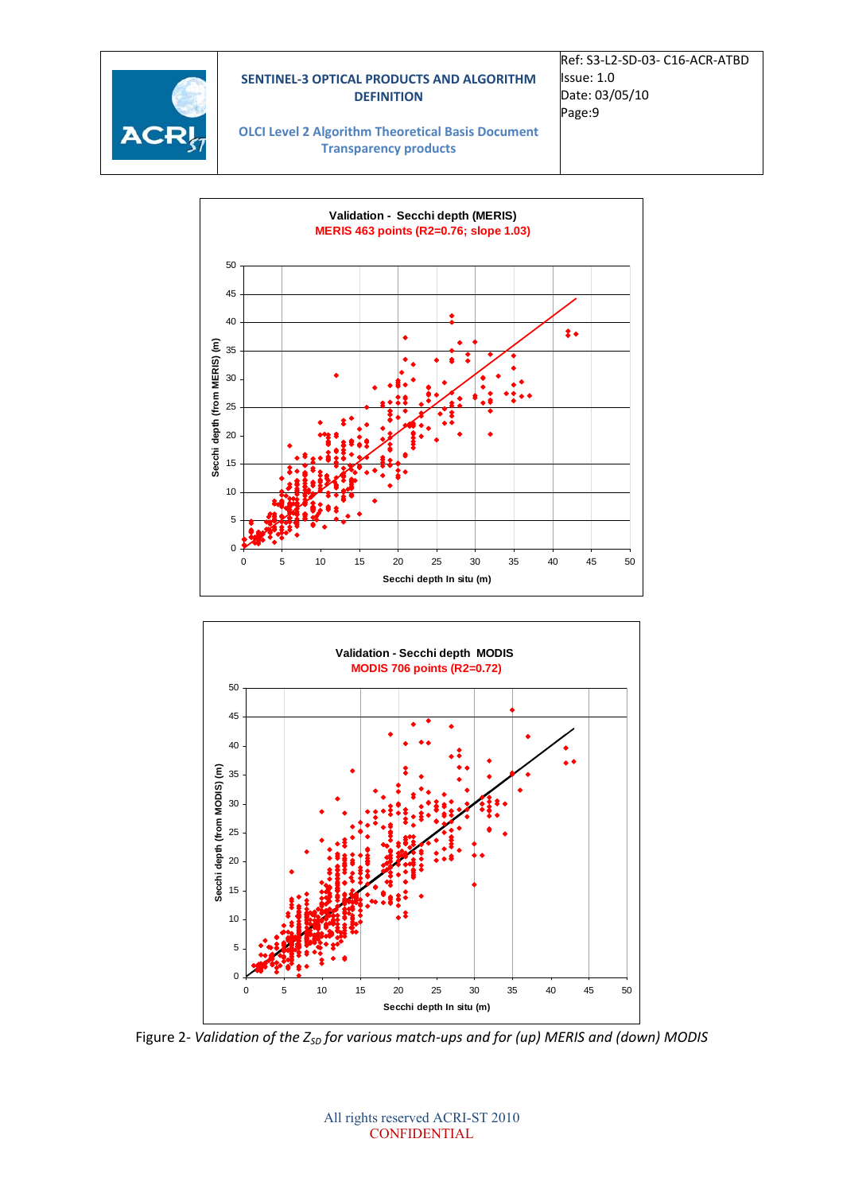**Validation - Secchi depth (MERIS)**
MERIS 463 points (R2=0.76; slope 1.03)

Secchi depth (from MERIS) (m) vs. Secchi depth In situ (m)

**Validation - Secchi depth MODIS**
MODIS 706 points (R2=0.72)

Secchi depth (from MODIS) (m) vs. Secchi depth In situ (m)

Figure 2- *Validation of the $Z_{SD}$ for various match-ups and for (up) MERIS and (down) MODIS*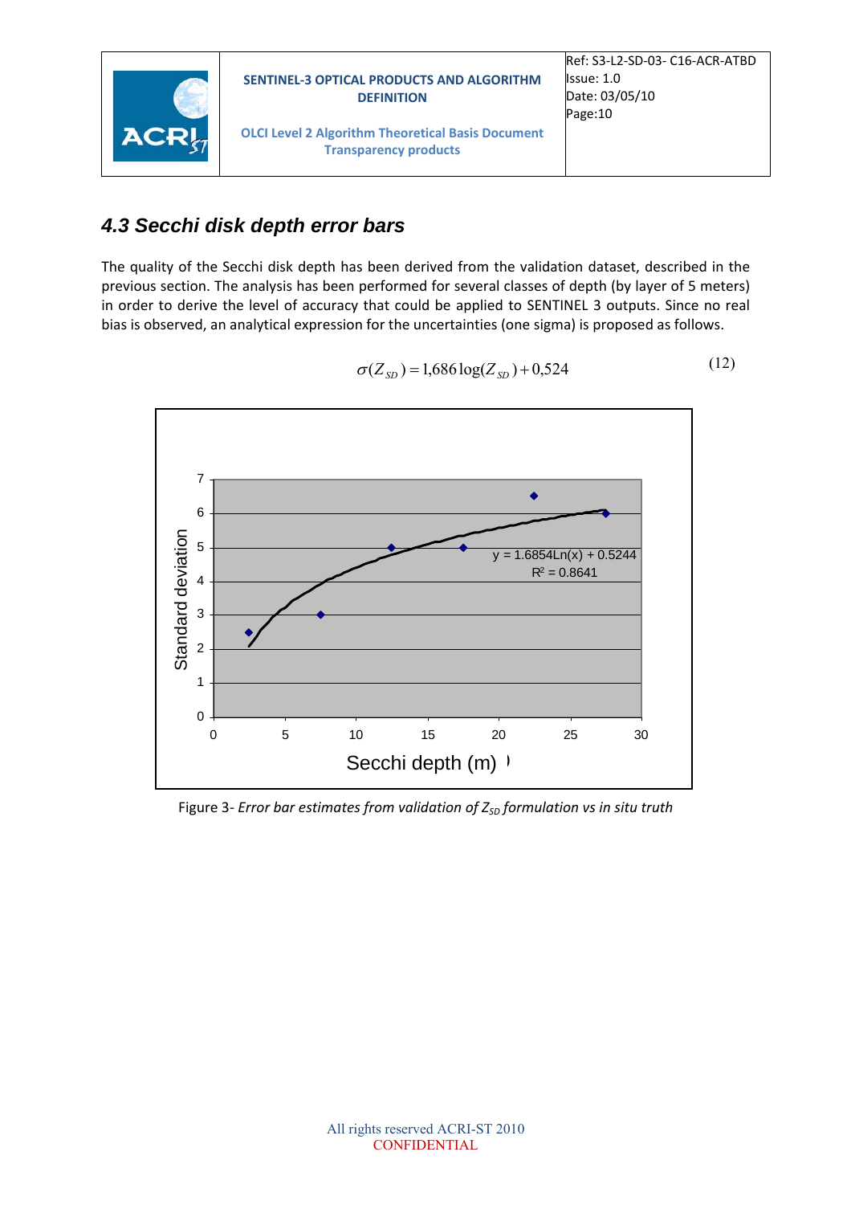### 4.3 Secchi disk depth error bars

The quality of the Secchi disk depth has been derived from the validation dataset, described in the previous section. The analysis has been performed for several classes of depth (by layer of 5 meters) in order to derive the level of accuracy that could be applied to SENTINEL 3 outputs. Since no real bias is observed, an analytical expression for the uncertainties (one sigma) is proposed as follows.

$$\sigma(Z_{SD}) = 1{,}686\log(Z_{SD}) + 0{,}524 \tag{12}$$

Figure 3- *Error bar estimates from validation of $Z_{SD}$ formulation vs in situ truth*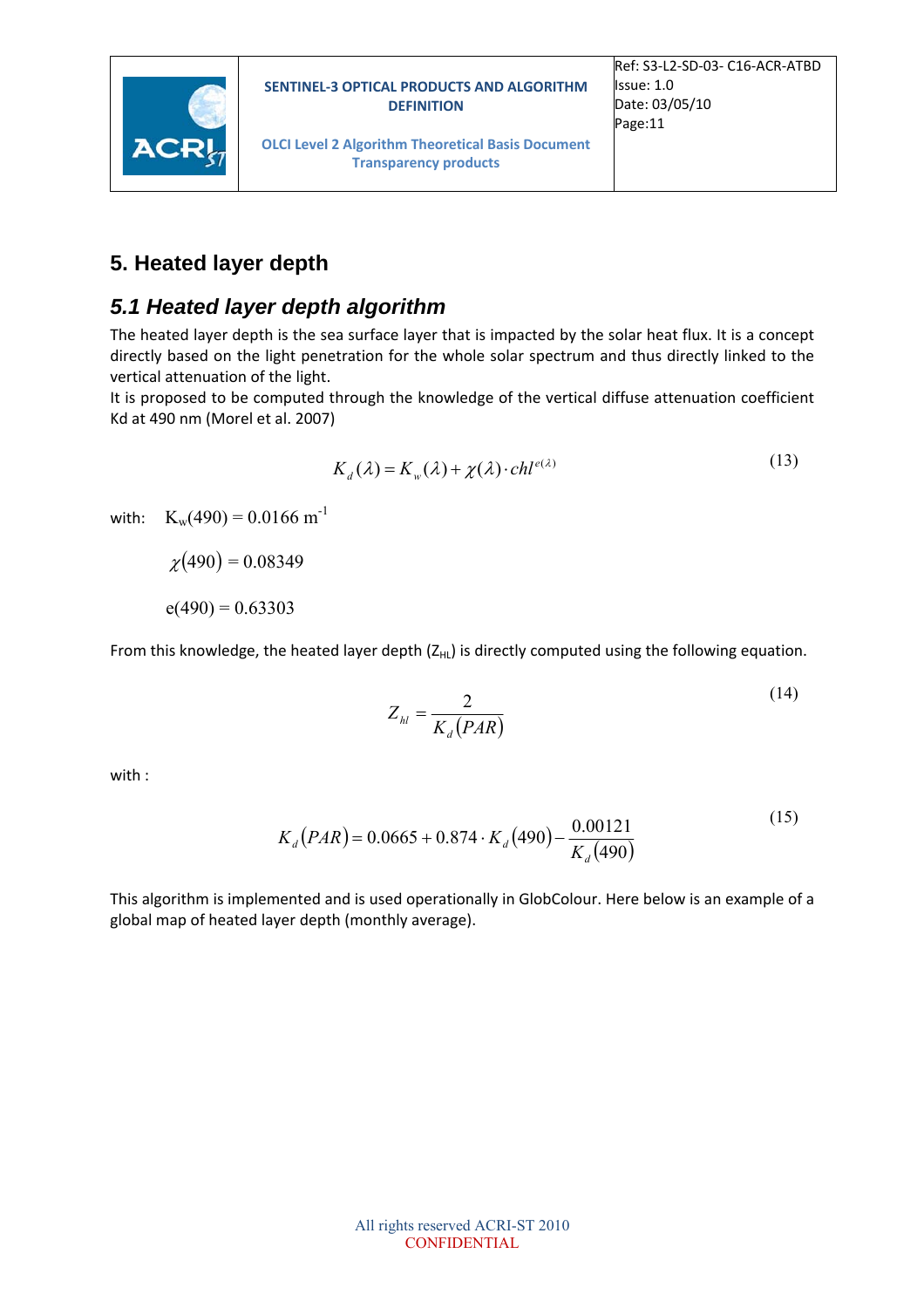# 5. Heated layer depth

## *5.1 Heated layer depth algorithm*

The heated layer depth is the sea surface layer that is impacted by the solar heat flux. It is a concept directly based on the light penetration for the whole solar spectrum and thus directly linked to the vertical attenuation of the light.

It is proposed to be computed through the knowledge of the vertical diffuse attenuation coefficient Kd at 490 nm (Morel et al. 2007)

$$K_d(\lambda) = K_w(\lambda) + \chi(\lambda) \cdot chl^{e(\lambda)} \tag{13}$$

with: $K_w(490) = 0.0166 \text{ m}^{-1}$

$\chi(490) = 0.08349$

$e(490) = 0.63303$

From this knowledge, the heated layer depth ($Z_{HL}$) is directly computed using the following equation.

$$Z_{hl} = \frac{2}{K_d(PAR)} \tag{14}$$

with :

$$K_d(PAR) = 0.0665 + 0.874 \cdot K_d(490) - \frac{0.00121}{K_d(490)} \tag{15}$$

This algorithm is implemented and is used operationally in GlobColour. Here below is an example of a global map of heated layer depth (monthly average).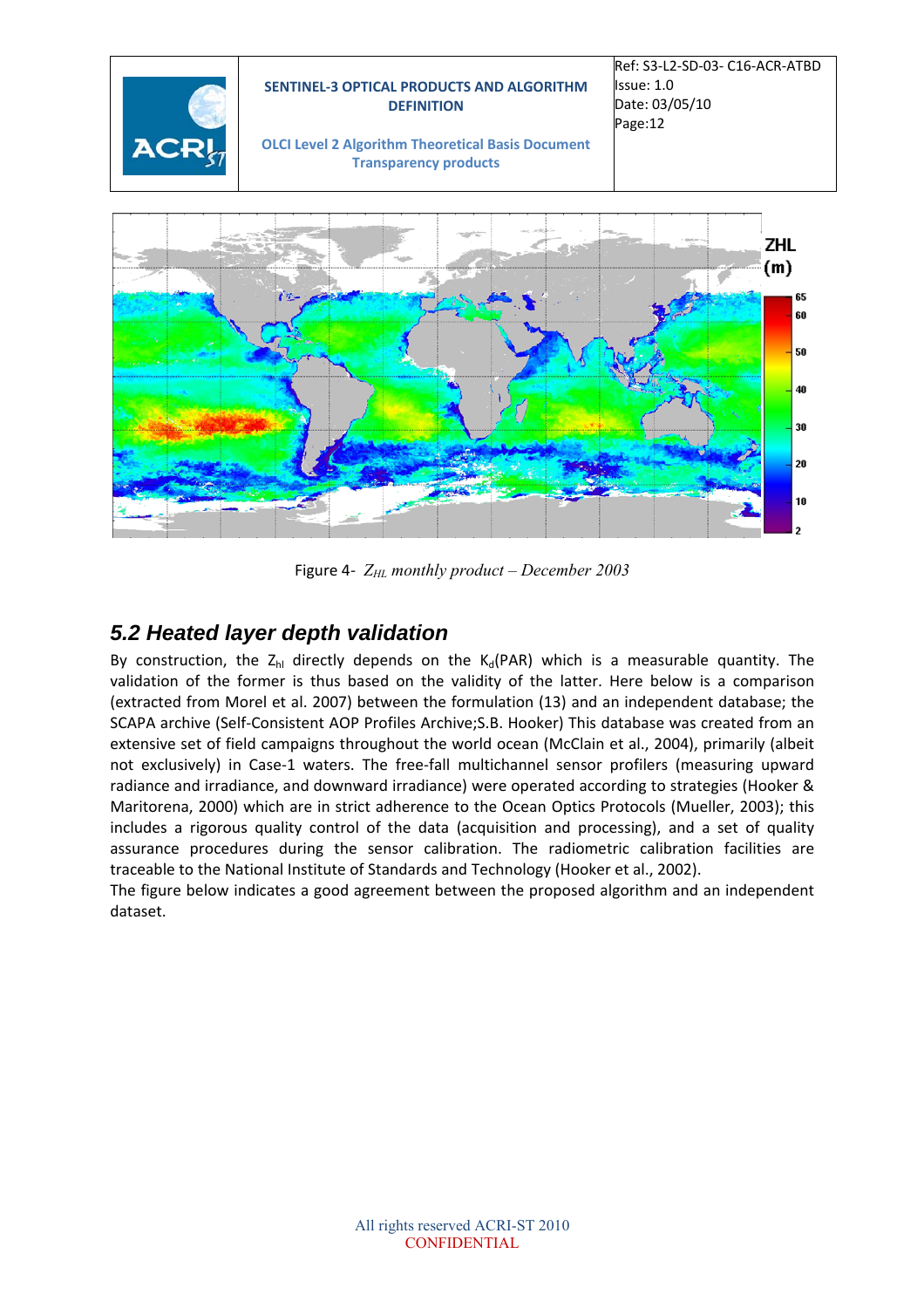Figure 4- $Z_{HL}$ *monthly product – December 2003*

## 5.2 Heated layer depth validation

By construction, the $Z_{hl}$ directly depends on the $K_d$(PAR) which is a measurable quantity. The validation of the former is thus based on the validity of the latter. Here below is a comparison (extracted from Morel et al. 2007) between the formulation (13) and an independent database; the SCAPA archive (Self-Consistent AOP Profiles Archive;S.B. Hooker) This database was created from an extensive set of field campaigns throughout the world ocean (McClain et al., 2004), primarily (albeit not exclusively) in Case-1 waters. The free-fall multichannel sensor profilers (measuring upward radiance and irradiance, and downward irradiance) were operated according to strategies (Hooker & Maritorena, 2000) which are in strict adherence to the Ocean Optics Protocols (Mueller, 2003); this includes a rigorous quality control of the data (acquisition and processing), and a set of quality assurance procedures during the sensor calibration. The radiometric calibration facilities are traceable to the National Institute of Standards and Technology (Hooker et al., 2002).

The figure below indicates a good agreement between the proposed algorithm and an independent dataset.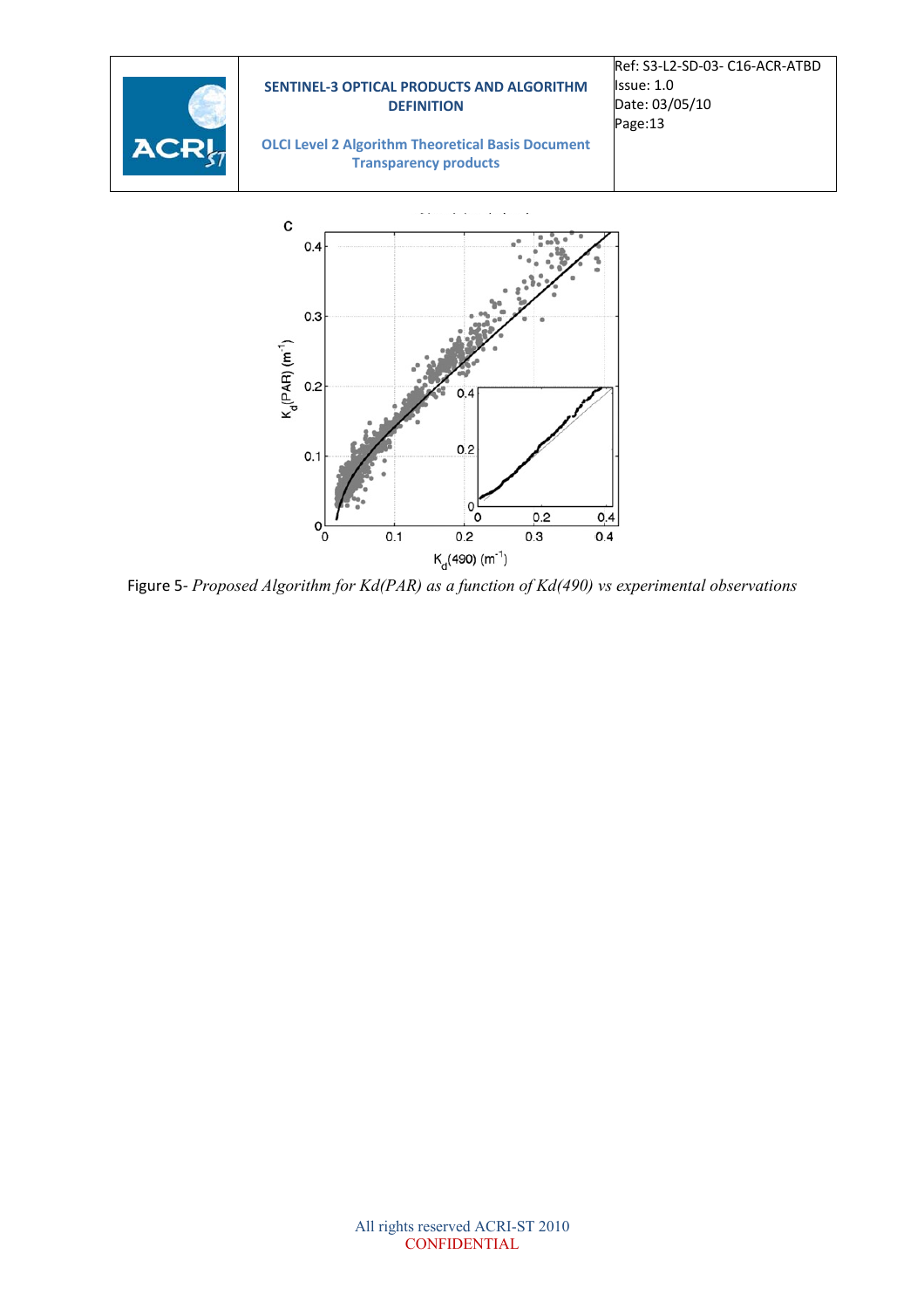Figure 5- *Proposed Algorithm for Kd(PAR) as a function of Kd(490) vs experimental observations*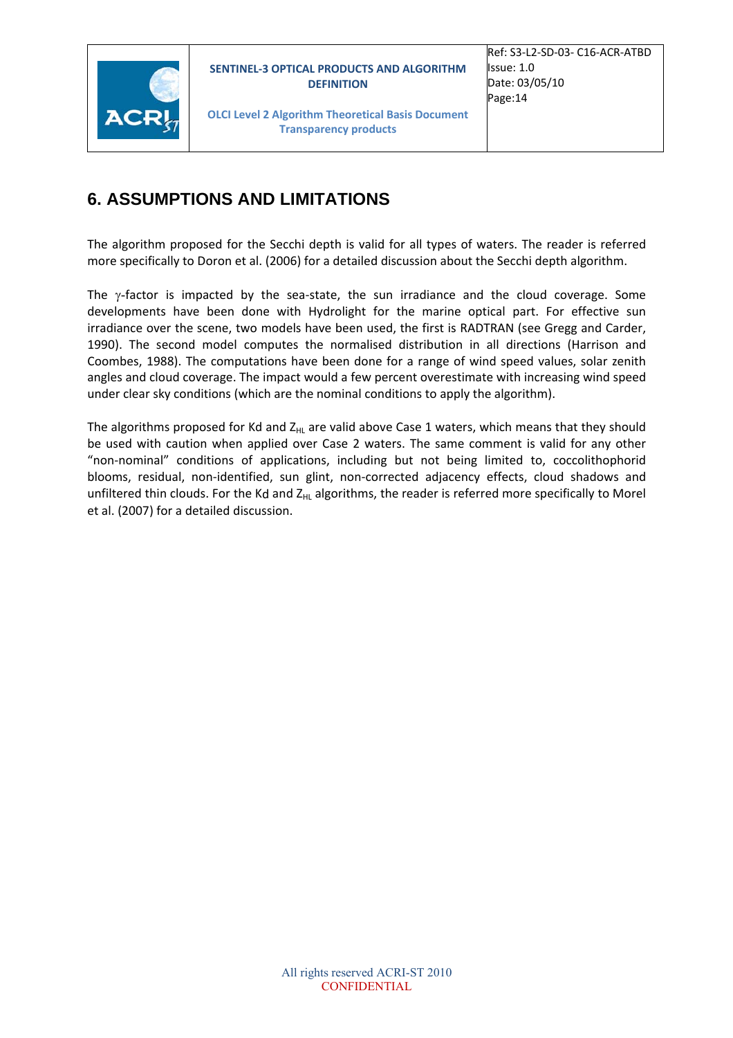# 6. ASSUMPTIONS AND LIMITATIONS

The algorithm proposed for the Secchi depth is valid for all types of waters. The reader is referred more specifically to Doron et al. (2006) for a detailed discussion about the Secchi depth algorithm.

The $\gamma$-factor is impacted by the sea-state, the sun irradiance and the cloud coverage. Some developments have been done with Hydrolight for the marine optical part. For effective sun irradiance over the scene, two models have been used, the first is RADTRAN (see Gregg and Carder, 1990). The second model computes the normalised distribution in all directions (Harrison and Coombes, 1988). The computations have been done for a range of wind speed values, solar zenith angles and cloud coverage. The impact would a few percent overestimate with increasing wind speed under clear sky conditions (which are the nominal conditions to apply the algorithm).

The algorithms proposed for Kd and $Z_{HL}$ are valid above Case 1 waters, which means that they should be used with caution when applied over Case 2 waters. The same comment is valid for any other "non-nominal" conditions of applications, including but not being limited to, coccolithophorid blooms, residual, non-identified, sun glint, non-corrected adjacency effects, cloud shadows and unfiltered thin clouds. For the Kd and $Z_{HL}$ algorithms, the reader is referred more specifically to Morel et al. (2007) for a detailed discussion.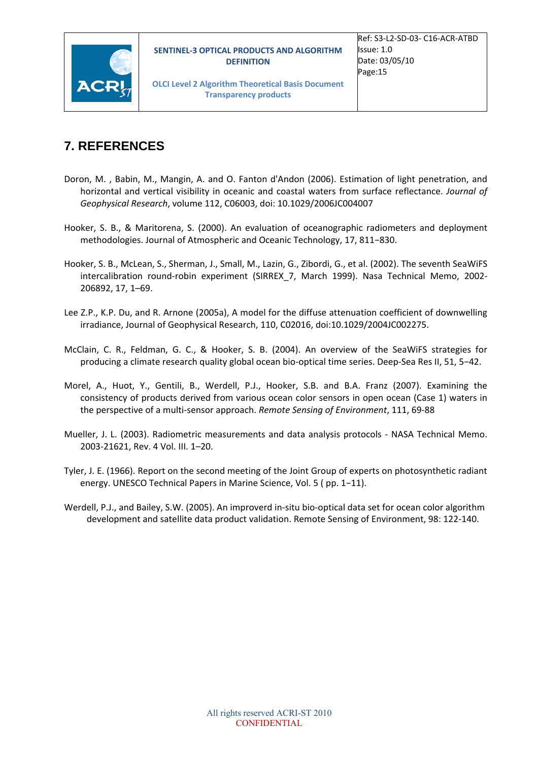## 7. REFERENCES

Doron, M. , Babin, M., Mangin, A. and O. Fanton d'Andon (2006). Estimation of light penetration, and horizontal and vertical visibility in oceanic and coastal waters from surface reflectance. *Journal of Geophysical Research*, volume 112, C06003, doi: 10.1029/2006JC004007

Hooker, S. B., & Maritorena, S. (2000). An evaluation of oceanographic radiometers and deployment methodologies. Journal of Atmospheric and Oceanic Technology, 17, 811−830.

Hooker, S. B., McLean, S., Sherman, J., Small, M., Lazin, G., Zibordi, G., et al. (2002). The seventh SeaWiFS intercalibration round-robin experiment (SIRREX_7, March 1999). Nasa Technical Memo, 2002-206892, 17, 1–69.

Lee Z.P., K.P. Du, and R. Arnone (2005a), A model for the diffuse attenuation coefficient of downwelling irradiance, Journal of Geophysical Research, 110, C02016, doi:10.1029/2004JC002275.

McClain, C. R., Feldman, G. C., & Hooker, S. B. (2004). An overview of the SeaWiFS strategies for producing a climate research quality global ocean bio-optical time series. Deep-Sea Res II, 51, 5−42.

Morel, A., Huot, Y., Gentili, B., Werdell, P.J., Hooker, S.B. and B.A. Franz (2007). Examining the consistency of products derived from various ocean color sensors in open ocean (Case 1) waters in the perspective of a multi-sensor approach. *Remote Sensing of Environment*, 111, 69-88

Mueller, J. L. (2003). Radiometric measurements and data analysis protocols - NASA Technical Memo. 2003-21621, Rev. 4 Vol. III. 1–20.

Tyler, J. E. (1966). Report on the second meeting of the Joint Group of experts on photosynthetic radiant energy. UNESCO Technical Papers in Marine Science, Vol. 5 ( pp. 1−11).

Werdell, P.J., and Bailey, S.W. (2005). An improverd in-situ bio-optical data set for ocean color algorithm development and satellite data product validation. Remote Sensing of Environment, 98: 122-140.